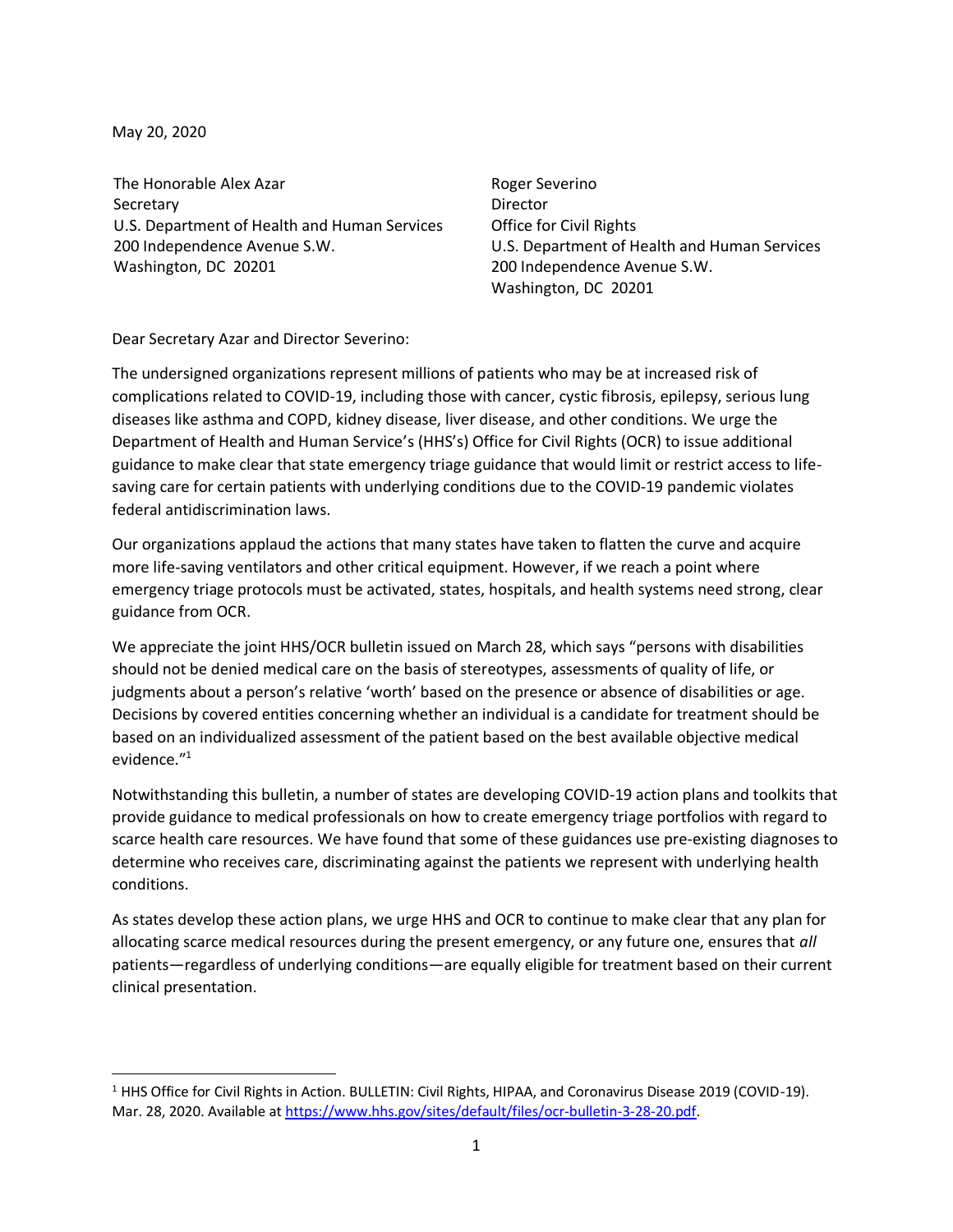May 20, 2020

The Honorable Alex Azar
Secretary
U.S. Department of Health and Human Services
200 Independence Avenue S.W.
Washington, DC 20201

Roger Severino
Director
Office for Civil Rights
U.S. Department of Health and Human Services
200 Independence Avenue S.W.
Washington, DC 20201

Dear Secretary Azar and Director Severino:

The undersigned organizations represent millions of patients who may be at increased risk of complications related to COVID-19, including those with cancer, cystic fibrosis, epilepsy, serious lung diseases like asthma and COPD, kidney disease, liver disease, and other conditions. We urge the Department of Health and Human Service's (HHS's) Office for Civil Rights (OCR) to issue additional guidance to make clear that state emergency triage guidance that would limit or restrict access to life-saving care for certain patients with underlying conditions due to the COVID-19 pandemic violates federal antidiscrimination laws.

Our organizations applaud the actions that many states have taken to flatten the curve and acquire more life-saving ventilators and other critical equipment. However, if we reach a point where emergency triage protocols must be activated, states, hospitals, and health systems need strong, clear guidance from OCR.

We appreciate the joint HHS/OCR bulletin issued on March 28, which says "persons with disabilities should not be denied medical care on the basis of stereotypes, assessments of quality of life, or judgments about a person's relative 'worth' based on the presence or absence of disabilities or age. Decisions by covered entities concerning whether an individual is a candidate for treatment should be based on an individualized assessment of the patient based on the best available objective medical evidence."[1]

Notwithstanding this bulletin, a number of states are developing COVID-19 action plans and toolkits that provide guidance to medical professionals on how to create emergency triage portfolios with regard to scarce health care resources. We have found that some of these guidances use pre-existing diagnoses to determine who receives care, discriminating against the patients we represent with underlying health conditions.

As states develop these action plans, we urge HHS and OCR to continue to make clear that any plan for allocating scarce medical resources during the present emergency, or any future one, ensures that *all* patients—regardless of underlying conditions—are equally eligible for treatment based on their current clinical presentation.

---

[1] HHS Office for Civil Rights in Action. BULLETIN: Civil Rights, HIPAA, and Coronavirus Disease 2019 (COVID-19). Mar. 28, 2020. Available at https://www.hhs.gov/sites/default/files/ocr-bulletin-3-28-20.pdf.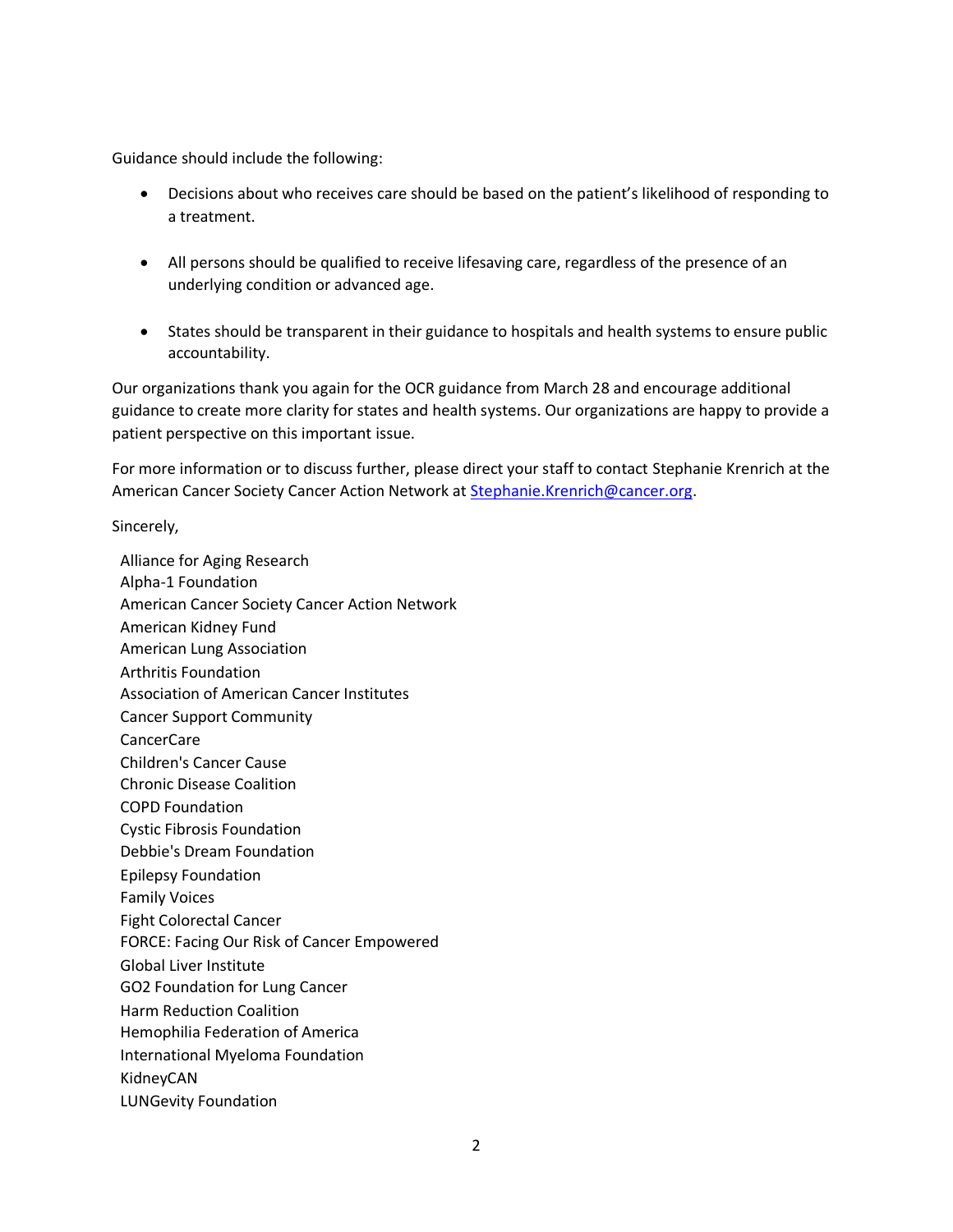Guidance should include the following:

- Decisions about who receives care should be based on the patient's likelihood of responding to a treatment.

- All persons should be qualified to receive lifesaving care, regardless of the presence of an underlying condition or advanced age.

- States should be transparent in their guidance to hospitals and health systems to ensure public accountability.

Our organizations thank you again for the OCR guidance from March 28 and encourage additional guidance to create more clarity for states and health systems. Our organizations are happy to provide a patient perspective on this important issue.

For more information or to discuss further, please direct your staff to contact Stephanie Krenrich at the American Cancer Society Cancer Action Network at [Stephanie.Krenrich@cancer.org](mailto:Stephanie.Krenrich@cancer.org).

Sincerely,

Alliance for Aging Research
Alpha-1 Foundation
American Cancer Society Cancer Action Network
American Kidney Fund
American Lung Association
Arthritis Foundation
Association of American Cancer Institutes
Cancer Support Community
CancerCare
Children's Cancer Cause
Chronic Disease Coalition
COPD Foundation
Cystic Fibrosis Foundation
Debbie's Dream Foundation
Epilepsy Foundation
Family Voices
Fight Colorectal Cancer
FORCE: Facing Our Risk of Cancer Empowered
Global Liver Institute
GO2 Foundation for Lung Cancer
Harm Reduction Coalition
Hemophilia Federation of America
International Myeloma Foundation
KidneyCAN
LUNGevity Foundation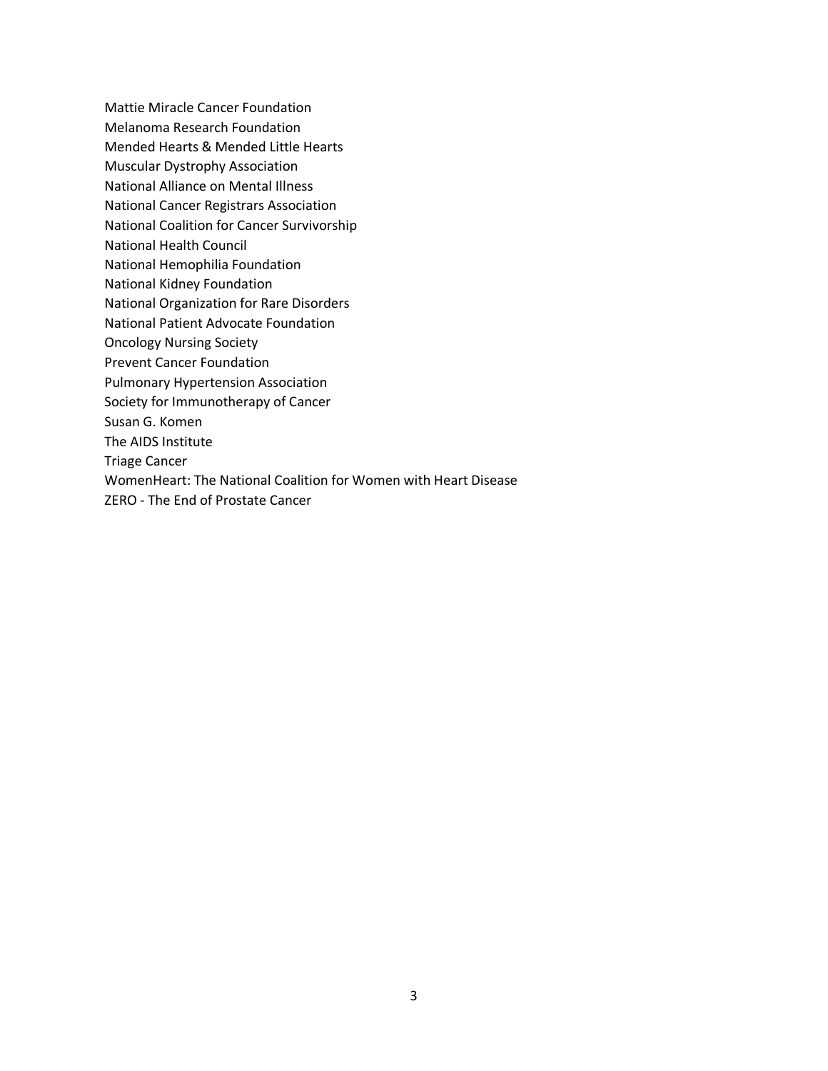Mattie Miracle Cancer Foundation
Melanoma Research Foundation
Mended Hearts & Mended Little Hearts
Muscular Dystrophy Association
National Alliance on Mental Illness
National Cancer Registrars Association
National Coalition for Cancer Survivorship
National Health Council
National Hemophilia Foundation
National Kidney Foundation
National Organization for Rare Disorders
National Patient Advocate Foundation
Oncology Nursing Society
Prevent Cancer Foundation
Pulmonary Hypertension Association
Society for Immunotherapy of Cancer
Susan G. Komen
The AIDS Institute
Triage Cancer
WomenHeart: The National Coalition for Women with Heart Disease
ZERO - The End of Prostate Cancer